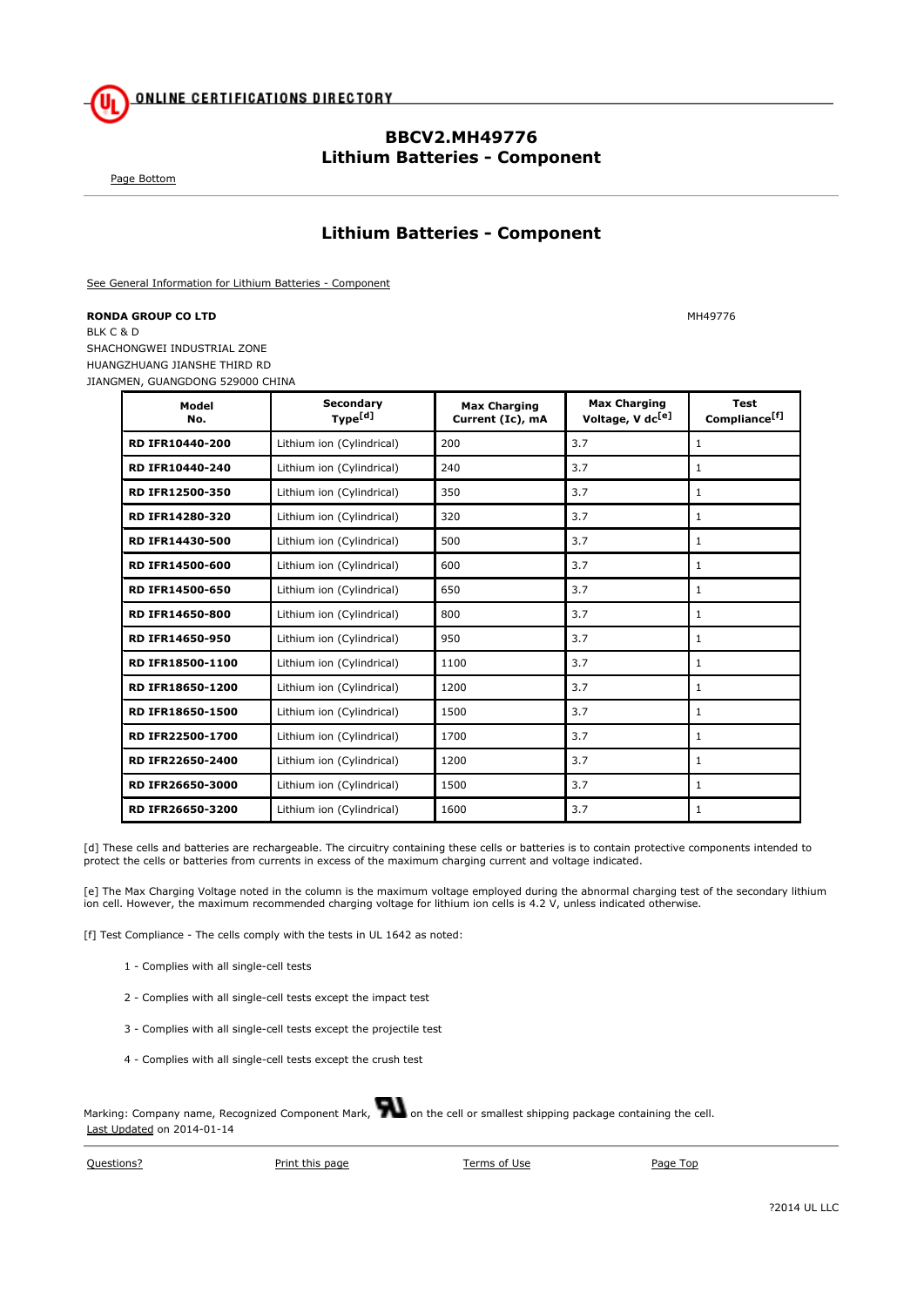ONLINE CERTIFICATIONS DIRECTORY

# BBCV2.MH49776
# Lithium Batteries - Component

Page Bottom

## Lithium Batteries - Component

See General Information for Lithium Batteries - Component

**RONDA GROUP CO LTD** MH49776
BLK C & D
SHACHONGWEI INDUSTRIAL ZONE
HUANGZHUANG JIANSHE THIRD RD
JIANGMEN, GUANGDONG 529000 CHINA

| Model No. | Secondary Type[d] | Max Charging Current (Ic), mA | Max Charging Voltage, V dc[e] | Test Compliance[f] |
|---|---|---|---|---|
| **RD IFR10440-200** | Lithium ion (Cylindrical) | 200 | 3.7 | 1 |
| **RD IFR10440-240** | Lithium ion (Cylindrical) | 240 | 3.7 | 1 |
| **RD IFR12500-350** | Lithium ion (Cylindrical) | 350 | 3.7 | 1 |
| **RD IFR14280-320** | Lithium ion (Cylindrical) | 320 | 3.7 | 1 |
| **RD IFR14430-500** | Lithium ion (Cylindrical) | 500 | 3.7 | 1 |
| **RD IFR14500-600** | Lithium ion (Cylindrical) | 600 | 3.7 | 1 |
| **RD IFR14500-650** | Lithium ion (Cylindrical) | 650 | 3.7 | 1 |
| **RD IFR14650-800** | Lithium ion (Cylindrical) | 800 | 3.7 | 1 |
| **RD IFR14650-950** | Lithium ion (Cylindrical) | 950 | 3.7 | 1 |
| **RD IFR18500-1100** | Lithium ion (Cylindrical) | 1100 | 3.7 | 1 |
| **RD IFR18650-1200** | Lithium ion (Cylindrical) | 1200 | 3.7 | 1 |
| **RD IFR18650-1500** | Lithium ion (Cylindrical) | 1500 | 3.7 | 1 |
| **RD IFR22500-1700** | Lithium ion (Cylindrical) | 1700 | 3.7 | 1 |
| **RD IFR22650-2400** | Lithium ion (Cylindrical) | 1200 | 3.7 | 1 |
| **RD IFR26650-3000** | Lithium ion (Cylindrical) | 1500 | 3.7 | 1 |
| **RD IFR26650-3200** | Lithium ion (Cylindrical) | 1600 | 3.7 | 1 |

[d] These cells and batteries are rechargeable. The circuitry containing these cells or batteries is to contain protective components intended to protect the cells or batteries from currents in excess of the maximum charging current and voltage indicated.

[e] The Max Charging Voltage noted in the column is the maximum voltage employed during the abnormal charging test of the secondary lithium ion cell. However, the maximum recommended charging voltage for lithium ion cells is 4.2 V, unless indicated otherwise.

[f] Test Compliance - The cells comply with the tests in UL 1642 as noted:

1 - Complies with all single-cell tests

2 - Complies with all single-cell tests except the impact test

3 - Complies with all single-cell tests except the projectile test

4 - Complies with all single-cell tests except the crush test

Marking: Company name, Recognized Component Mark, on the cell or smallest shipping package containing the cell.
Last Updated on 2014-01-14

Questions? Print this page Terms of Use Page Top

?2014 UL LLC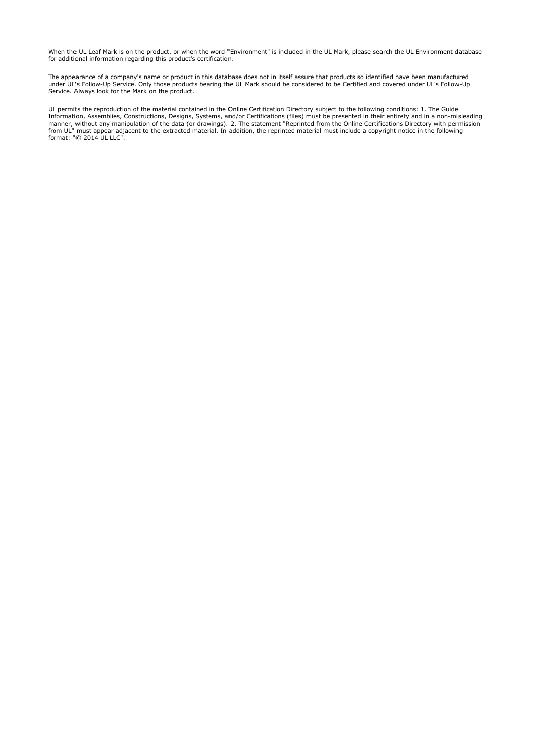When the UL Leaf Mark is on the product, or when the word "Environment" is included in the UL Mark, please search the UL Environment database for additional information regarding this product's certification.

The appearance of a company's name or product in this database does not in itself assure that products so identified have been manufactured under UL's Follow-Up Service. Only those products bearing the UL Mark should be considered to be Certified and covered under UL's Follow-Up Service. Always look for the Mark on the product.

UL permits the reproduction of the material contained in the Online Certification Directory subject to the following conditions: 1. The Guide Information, Assemblies, Constructions, Designs, Systems, and/or Certifications (files) must be presented in their entirety and in a non-misleading manner, without any manipulation of the data (or drawings). 2. The statement "Reprinted from the Online Certifications Directory with permission from UL" must appear adjacent to the extracted material. In addition, the reprinted material must include a copyright notice in the following format: "© 2014 UL LLC".